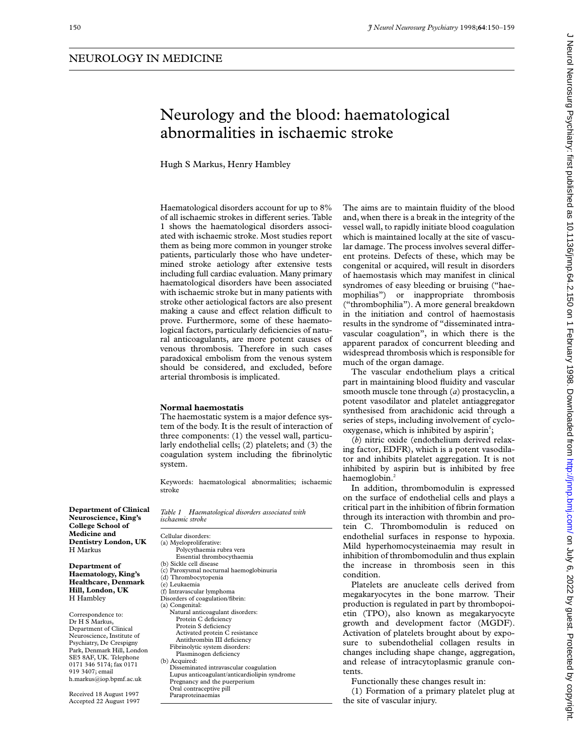NEUROLOGY IN MEDICINE

# Neurology and the blood: haematological abnormalities in ischaemic stroke

Hugh S Markus, Henry Hambley

**Department of Clinical Neuroscience, King's College School of Medicine and Dentistry London, UK**
H Markus

**Department of Haematology, King's Healthcare, Denmark Hill, London, UK**
H Hambley

Correspondence to: Dr H S Markus, Department of Clinical Neuroscience, Institute of Psychiatry, De Crespigny Park, Denmark Hill, London SE5 8AF, UK. Telephone 0171 346 5174; fax 0171 919 3407; email h.markus@iop.bpmf.ac.uk

Received 18 August 1997
Accepted 22 August 1997

Haematological disorders account for up to 8% of all ischaemic strokes in different series. Table 1 shows the haematological disorders associated with ischaemic stroke. Most studies report them as being more common in younger stroke patients, particularly those who have undetermined stroke aetiology after extensive tests including full cardiac evaluation. Many primary haematological disorders have been associated with ischaemic stroke but in many patients with stroke other aetiological factors are also present making a cause and effect relation difficult to prove. Furthermore, some of these haematological factors, particularly deficiencies of natural anticoagulants, are more potent causes of venous thrombosis. Therefore in such cases paradoxical embolism from the venous system should be considered, and excluded, before arterial thrombosis is implicated.

## Normal haemostatis

The haemostatic system is a major defence system of the body. It is the result of interaction of three components: (1) the vessel wall, particularly endothelial cells; (2) platelets; and (3) the coagulation system including the fibrinolytic system.

Keywords: haematological abnormalities; ischaemic stroke

*Table 1 Haematological disorders associated with ischaemic stroke*

| |
|---|
| Cellular disorders: |
| (a) Myeloproliferative: |
| Polycythaemia rubra vera |
| Essential thrombocythaemia |
| (b) Sickle cell disease |
| (c) Paroxysmal nocturnal haemoglobinuria |
| (d) Thrombocytopenia |
| (e) Leukaemia |
| (f) Intravascular lymphoma |
| Disorders of coagulation/fibrin: |
| (a) Congenital: |
| Natural anticoagulant disorders: |
| Protein C deficiency |
| Protein S deficiency |
| Activated protein C resistance |
| Antithrombin III deficiency |
| Fibrinolytic system disorders: |
| Plasminogen deficiency |
| (b) Acquired: |
| Disseminated intravascular coagulation |
| Lupus anticoagulant/anticardiolipin syndrome |
| Pregnancy and the puerperium |
| Oral contraceptive pill |
| Paraproteinaemias |

The aims are to maintain fluidity of the blood and, when there is a break in the integrity of the vessel wall, to rapidly initiate blood coagulation which is maintained locally at the site of vascular damage. The process involves several different proteins. Defects of these, which may be congenital or acquired, will result in disorders of haemostasis which may manifest in clinical syndromes of easy bleeding or bruising ("haemophilias") or inappropriate thrombosis ("thrombophilia"). A more general breakdown in the initiation and control of haemostasis results in the syndrome of "disseminated intravascular coagulation", in which there is the apparent paradox of concurrent bleeding and widespread thrombosis which is responsible for much of the organ damage.

The vascular endothelium plays a critical part in maintaining blood fluidity and vascular smooth muscle tone through (*a*) prostacyclin, a potent vasodilator and platelet antiaggregator synthesised from arachidonic acid through a series of steps, including involvement of cyclooxygenase, which is inhibited by aspirin[1];

(*b*) nitric oxide (endothelium derived relaxing factor, EDFR), which is a potent vasodilator and inhibits platelet aggregation. It is not inhibited by aspirin but is inhibited by free haemoglobin.[2]

In addition, thrombomodulin is expressed on the surface of endothelial cells and plays a critical part in the inhibition of fibrin formation through its interaction with thrombin and protein C. Thrombomodulin is reduced on endothelial surfaces in response to hypoxia. Mild hyperhomocysteinaemia may result in inhibition of thrombomodulin and thus explain the increase in thrombosis seen in this condition.

Platelets are anucleate cells derived from megakaryocytes in the bone marrow. Their production is regulated in part by thrombopoietin (TPO), also known as megakaryocyte growth and development factor (MGDF). Activation of platelets brought about by exposure to subendothelial collagen results in changes including shape change, aggregation, and release of intracytoplasmic granule contents.

Functionally these changes result in:

(1) Formation of a primary platelet plug at the site of vascular injury.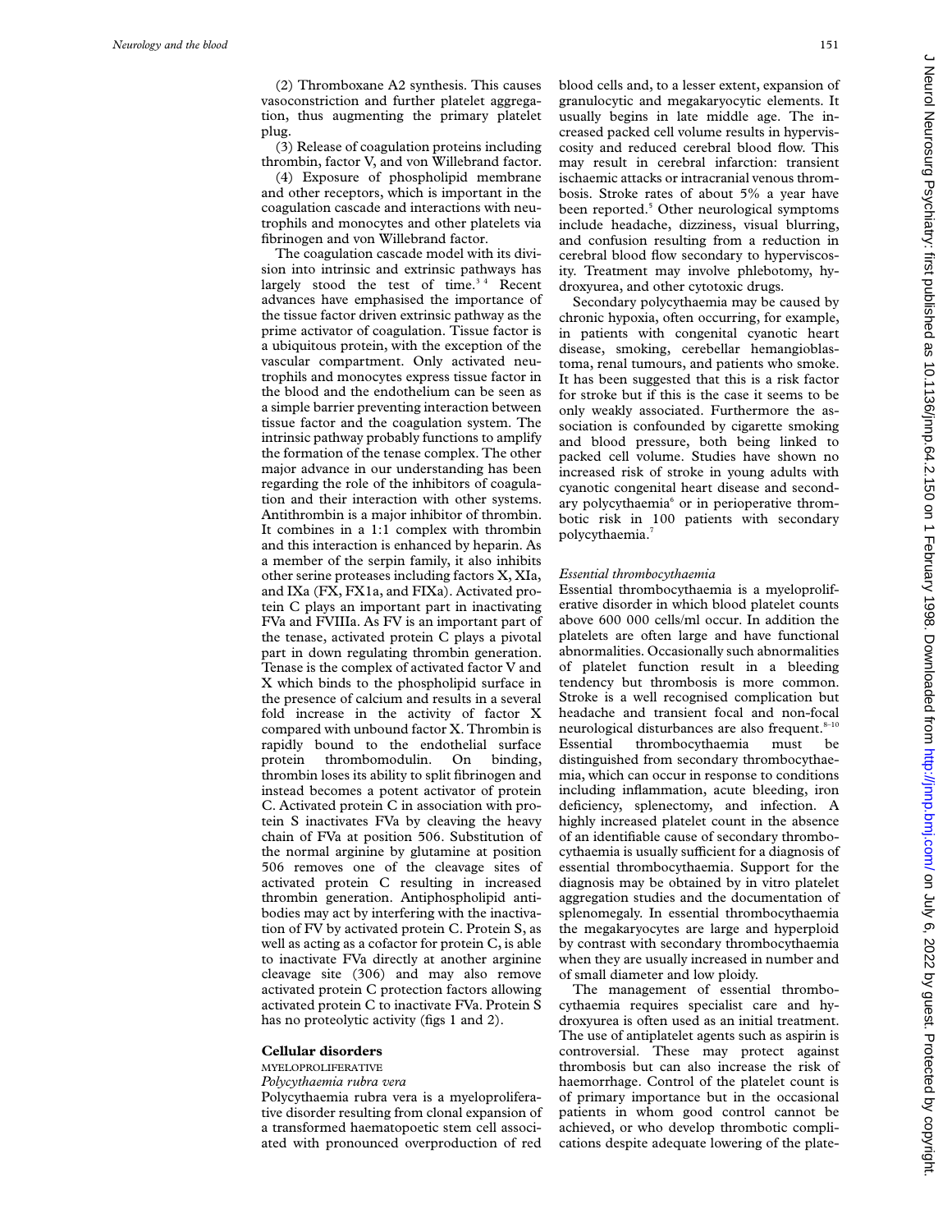(2) Thromboxane A2 synthesis. This causes vasoconstriction and further platelet aggregation, thus augmenting the primary platelet plug.

(3) Release of coagulation proteins including thrombin, factor V, and von Willebrand factor.

(4) Exposure of phospholipid membrane and other receptors, which is important in the coagulation cascade and interactions with neutrophils and monocytes and other platelets via fibrinogen and von Willebrand factor.

The coagulation cascade model with its division into intrinsic and extrinsic pathways has largely stood the test of time.[3 4] Recent advances have emphasised the importance of the tissue factor driven extrinsic pathway as the prime activator of coagulation. Tissue factor is a ubiquitous protein, with the exception of the vascular compartment. Only activated neutrophils and monocytes express tissue factor in the blood and the endothelium can be seen as a simple barrier preventing interaction between tissue factor and the coagulation system. The intrinsic pathway probably functions to amplify the formation of the tenase complex. The other major advance in our understanding has been regarding the role of the inhibitors of coagulation and their interaction with other systems. Antithrombin is a major inhibitor of thrombin. It combines in a 1:1 complex with thrombin and this interaction is enhanced by heparin. As a member of the serpin family, it also inhibits other serine proteases including factors X, XIa, and IXa (FX, FX1a, and FIXa). Activated protein C plays an important part in inactivating FVa and FVIIIa. As FV is an important part of the tenase, activated protein C plays a pivotal part in down regulating thrombin generation. Tenase is the complex of activated factor V and X which binds to the phospholipid surface in the presence of calcium and results in a several fold increase in the activity of factor X compared with unbound factor X. Thrombin is rapidly bound to the endothelial surface protein thrombomodulin. On binding, thrombin loses its ability to split fibrinogen and instead becomes a potent activator of protein C. Activated protein C in association with protein S inactivates FVa by cleaving the heavy chain of FVa at position 506. Substitution of the normal arginine by glutamine at position 506 removes one of the cleavage sites of activated protein C resulting in increased thrombin generation. Antiphospholipid antibodies may act by interfering with the inactivation of FV by activated protein C. Protein S, as well as acting as a cofactor for protein C, is able to inactivate FVa directly at another arginine cleavage site (306) and may also remove activated protein C protection factors allowing activated protein C to inactivate FVa. Protein S has no proteolytic activity (figs 1 and 2).

## Cellular disorders

### MYELOPROLIFERATIVE

*Polycythaemia rubra vera*

Polycythaemia rubra vera is a myeloproliferative disorder resulting from clonal expansion of a transformed haematopoetic stem cell associated with pronounced overproduction of red blood cells and, to a lesser extent, expansion of granulocytic and megakaryocytic elements. It usually begins in late middle age. The increased packed cell volume results in hyperviscosity and reduced cerebral blood flow. This may result in cerebral infarction: transient ischaemic attacks or intracranial venous thrombosis. Stroke rates of about 5% a year have been reported.[5] Other neurological symptoms include headache, dizziness, visual blurring, and confusion resulting from a reduction in cerebral blood flow secondary to hyperviscosity. Treatment may involve phlebotomy, hydroxyurea, and other cytotoxic drugs.

Secondary polycythaemia may be caused by chronic hypoxia, often occurring, for example, in patients with congenital cyanotic heart disease, smoking, cerebellar hemangioblastoma, renal tumours, and patients who smoke. It has been suggested that this is a risk factor for stroke but if this is the case it seems to be only weakly associated. Furthermore the association is confounded by cigarette smoking and blood pressure, both being linked to packed cell volume. Studies have shown no increased risk of stroke in young adults with cyanotic congenital heart disease and secondary polycythaemia[6] or in perioperative thrombotic risk in 100 patients with secondary polycythaemia.[7]

*Essential thrombocythaemia*

Essential thrombocythaemia is a myeloproliferative disorder in which blood platelet counts above 600 000 cells/ml occur. In addition the platelets are often large and have functional abnormalities. Occasionally such abnormalities of platelet function result in a bleeding tendency but thrombosis is more common. Stroke is a well recognised complication but headache and transient focal and non-focal neurological disturbances are also frequent.[8–10] Essential thrombocythaemia must be distinguished from secondary thrombocythaemia, which can occur in response to conditions including inflammation, acute bleeding, iron deficiency, splenectomy, and infection. A highly increased platelet count in the absence of an identifiable cause of secondary thrombocythaemia is usually sufficient for a diagnosis of essential thrombocythaemia. Support for the diagnosis may be obtained by in vitro platelet aggregation studies and the documentation of splenomegaly. In essential thrombocythaemia the megakaryocytes are large and hyperploid by contrast with secondary thrombocythaemia when they are usually increased in number and of small diameter and low ploidy.

The management of essential thrombocythaemia requires specialist care and hydroxyurea is often used as an initial treatment. The use of antiplatelet agents such as aspirin is controversial. These may protect against thrombosis but can also increase the risk of haemorrhage. Control of the platelet count is of primary importance but in the occasional patients in whom good control cannot be achieved, or who develop thrombotic complications despite adequate lowering of the plate-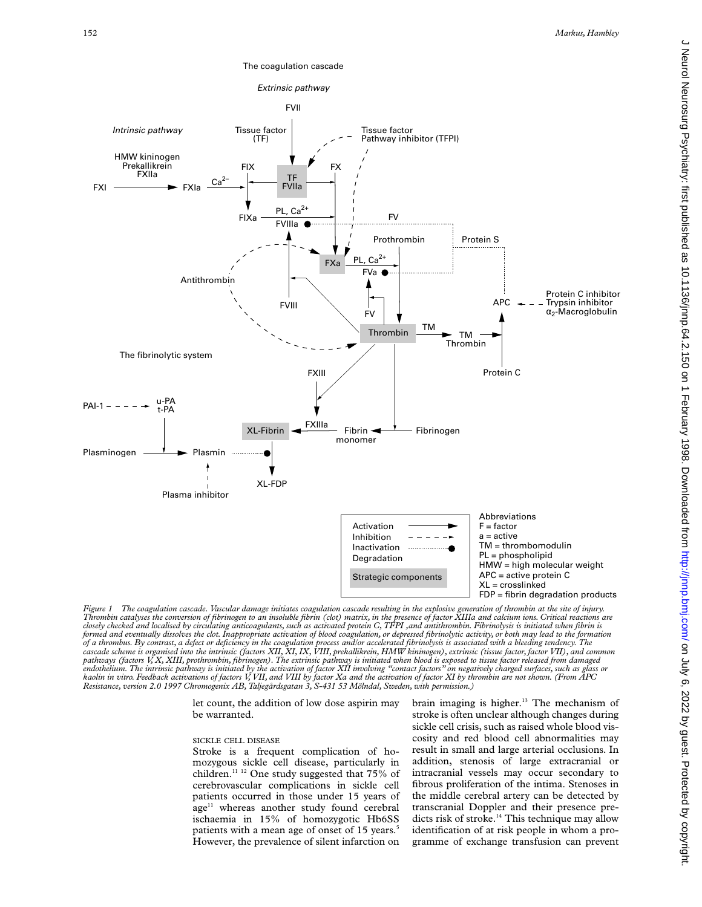*Figure 1 The coagulation cascade. Vascular damage initiates coagulation cascade resulting in the explosive generation of thrombin at the site of injury. Thrombin catalyses the conversion of fibrinogen to an insoluble fibrin (clot) matrix, in the presence of factor XIIIa and calcium ions. Critical reactions are closely checked and localised by circulating anticoagulants, such as activated protein C, TFPI ,and antithrombin. Fibrinolysis is initiated when fibrin is formed and eventually dissolves the clot. Inappropriate activation of blood coagulation, or depressed fibrinolytic activity, or both may lead to the formation of a thrombus. By contrast, a defect or deficiency in the coagulation process and/or accelerated fibrinolysis is associated with a bleeding tendency. The cascade scheme is organised into the intrinsic (factors XII, XI, IX, VIII, prekallikrein, HMW kininogen), extrinsic (tissue factor, factor VII), and common pathways (factors V, X, XIII, prothrombin, fibrinogen). The extrinsic pathway is initiated when blood is exposed to tissue factor released from damaged endothelium. The intrinsic pathway is initiated by the activation of factor XII involving "contact factors" on negatively charged surfaces, such as glass or kaolin in vitro. Feedback activations of factors V, VII, and VIII by factor Xa and the activation of factor XI by thrombin are not shown. (From APC Resistance, version 2.0 1997 Chromogenix AB, Taljegårdsgatan 3, S-431 53 Mölndal, Sweden, with permission.)*

let count, the addition of low dose aspirin may be warranted.

### SICKLE CELL DISEASE

Stroke is a frequent complication of homozygous sickle cell disease, particularly in children.[11 12] One study suggested that 75% of cerebrovascular complications in sickle cell patients occurred in those under 15 years of age[11] whereas another study found cerebral ischaemia in 15% of homozygotic Hb6SS patients with a mean age of onset of 15 years.[5] However, the prevalence of silent infarction on brain imaging is higher.[13] The mechanism of stroke is often unclear although changes during sickle cell crisis, such as raised whole blood viscosity and red blood cell abnormalities may result in small and large arterial occlusions. In addition, stenosis of large extracranial or intracranial vessels may occur secondary to fibrous proliferation of the intima. Stenoses in the middle cerebral artery can be detected by transcranial Doppler and their presence predicts risk of stroke.[14] This technique may allow identification of at risk people in whom a programme of exchange transfusion can prevent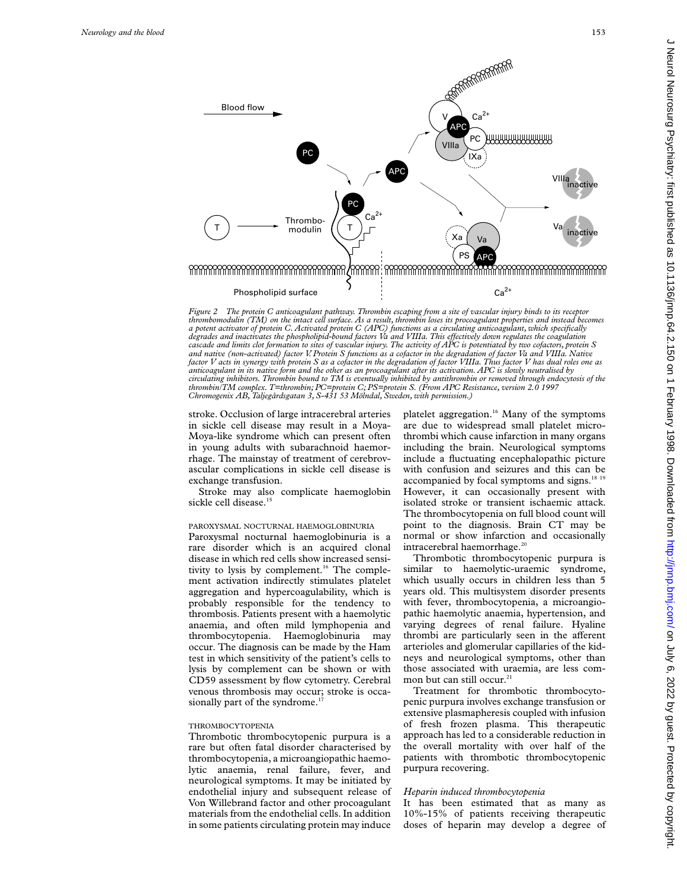Figure 2 The protein C anticoagulant pathway. Thrombin escaping from a site of vascular injury binds to its receptor thrombomodulin (TM) on the intact cell surface. As a result, thrombin loses its procoagulant properties and instead becomes a potent activator of protein C. Activated protein C (APC) functions as a circulating anticoagulant, which specifically degrades and inactivates the phospholipid-bound factors Va and VIIIa. This effectively down regulates the coagulation cascade and limits clot formation to sites of vascular injury. The activity of APC is potentiated by two cofactors, protein S and native (non-activated) factor V. Protein S functions as a cofactor in the degradation of factor Va and VIIIa. Native factor V acts in synergy with protein S as a cofactor in the degradation of factor VIIIa. Thus factor V has dual roles one as anticoagulant in its native form and the other as an procoagulant after its activation. APC is slowly neutralised by circulating inhibitors. Thrombin bound to TM is eventually inhibited by antithrombin or removed through endocytosis of the thrombin/TM complex. T=thrombin; PC=protein C; PS=protein S. (From APC Resistance, version 2.0 1997 Chromogenix AB, Taljegårdsgatan 3, S-431 53 Mölndal, Sweden, with permission.)

stroke. Occlusion of large intracerebral arteries in sickle cell disease may result in a Moya-Moya-like syndrome which can present often in young adults with subarachnoid haemorrhage. The mainstay of treatment of cerebrovascular complications in sickle cell disease is exchange transfusion.

Stroke may also complicate haemoglobin sickle cell disease.[15]

#### PAROXYSMAL NOCTURNAL HAEMOGLOBINURIA

Paroxysmal nocturnal haemoglobinuria is a rare disorder which is an acquired clonal disease in which red cells show increased sensitivity to lysis by complement.[16] The complement activation indirectly stimulates platelet aggregation and hypercoagulability, which is probably responsible for the tendency to thrombosis. Patients present with a haemolytic anaemia, and often mild lymphopenia and thrombocytopenia. Haemoglobinuria may occur. The diagnosis can be made by the Ham test in which sensitivity of the patient's cells to lysis by complement can be shown or with CD59 assessment by flow cytometry. Cerebral venous thrombosis may occur; stroke is occasionally part of the syndrome.[17]

#### THROMBOCYTOPENIA

Thrombotic thrombocytopenic purpura is a rare but often fatal disorder characterised by thrombocytopenia, a microangiopathic haemolytic anaemia, renal failure, fever, and neurological symptoms. It may be initiated by endothelial injury and subsequent release of Von Willebrand factor and other procoagulant materials from the endothelial cells. In addition in some patients circulating protein may induce platelet aggregation.[16] Many of the symptoms are due to widespread small platelet microthrombi which cause infarction in many organs including the brain. Neurological symptoms include a fluctuating encephalopathic picture with confusion and seizures and this can be accompanied by focal symptoms and signs.[18, 19] However, it can occasionally present with isolated stroke or transient ischaemic attack. The thrombocytopenia on full blood count will point to the diagnosis. Brain CT may be normal or show infarction and occasionally intracerebral haemorrhage.[20]

Thrombotic thrombocytopenic purpura is similar to haemolytic-uraemic syndrome, which usually occurs in children less than 5 years old. This multisystem disorder presents with fever, thrombocytopenia, a microangiopathic haemolytic anaemia, hypertension, and varying degrees of renal failure. Hyaline thrombi are particularly seen in the afferent arterioles and glomerular capillaries of the kidneys and neurological symptoms, other than those associated with uraemia, are less common but can still occur.[21]

Treatment for thrombotic thrombocytopenic purpura involves exchange transfusion or extensive plasmapheresis coupled with infusion of fresh frozen plasma. This therapeutic approach has led to a considerable reduction in the overall mortality with over half of the patients with thrombotic thrombocytopenic purpura recovering.

#### *Heparin induced thrombocytopenia*

It has been estimated that as many as 10%-15% of patients receiving therapeutic doses of heparin may develop a degree of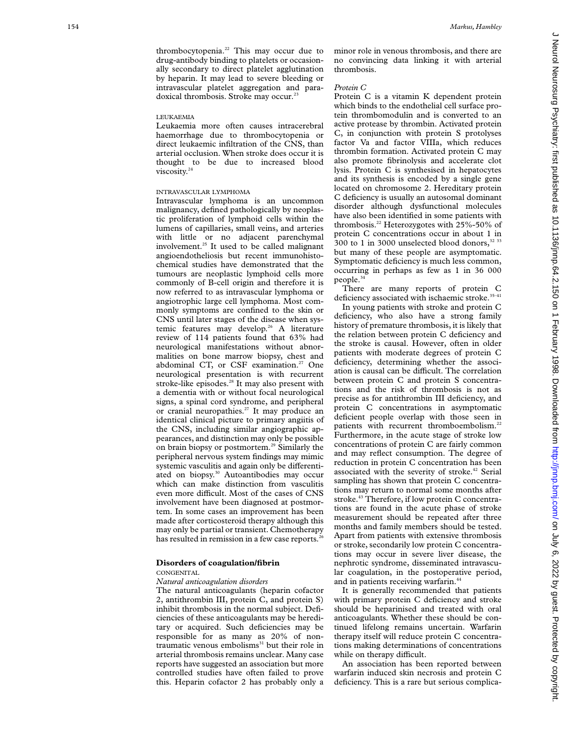thrombocytopenia.[22] This may occur due to drug-antibody binding to platelets or occasionally secondary to direct platelet agglutination by heparin. It may lead to severe bleeding or intravascular platelet aggregation and paradoxical thrombosis. Stroke may occur.[23]

#### LEUKAEMIA

Leukaemia more often causes intracerebral haemorrhage due to thrombocytopenia or direct leukaemic infiltration of the CNS, than arterial occlusion. When stroke does occur it is thought to be due to increased blood viscosity.[24]

#### INTRAVASCULAR LYMPHOMA

Intravascular lymphoma is an uncommon malignancy, defined pathologically by neoplastic proliferation of lymphoid cells within the lumens of capillaries, small veins, and arteries with little or no adjacent parenchymal involvement.[25] It used to be called malignant angioendotheliosis but recent immunohistochemical studies have demonstrated that the tumours are neoplastic lymphoid cells more commonly of B-cell origin and therefore it is now referred to as intravascular lymphoma or angiotrophic large cell lymphoma. Most commonly symptoms are confined to the skin or CNS until later stages of the disease when systemic features may develop.[26] A literature review of 114 patients found that 63% had neurological manifestations without abnormalities on bone marrow biopsy, chest and abdominal CT, or CSF examination.[27] One neurological presentation is with recurrent stroke-like episodes.[28] It may also present with a dementia with or without focal neurological signs, a spinal cord syndrome, and peripheral or cranial neuropathies.[27] It may produce an identical clinical picture to primary angiitis of the CNS, including similar angiographic appearances, and distinction may only be possible on brain biopsy or postmortem.[29] Similarly the peripheral nervous system findings may mimic systemic vasculitis and again only be differentiated on biopsy.[30] Autoantibodies may occur which can make distinction from vasculitis even more difficult. Most of the cases of CNS involvement have been diagnosed at postmortem. In some cases an improvement has been made after corticosteroid therapy although this may only be partial or transient. Chemotherapy has resulted in remission in a few case reports.[26]

## Disorders of coagulation/fibrin

#### CONGENITAL

*Natural anticoagulation disorders*

The natural anticoagulants (heparin cofactor 2, antithrombin III, protein C, and protein S) inhibit thrombosis in the normal subject. Deficiencies of these anticoagulants may be hereditary or acquired. Such deficiencies may be responsible for as many as 20% of non-traumatic venous embolisms[31] but their role in arterial thrombosis remains unclear. Many case reports have suggested an association but more controlled studies have often failed to prove this. Heparin cofactor 2 has probably only a minor role in venous thrombosis, and there are no convincing data linking it with arterial thrombosis.

*Protein C*

Protein C is a vitamin K dependent protein which binds to the endothelial cell surface protein thrombomodulin and is converted to an active protease by thrombin. Activated protein C, in conjunction with protein S protolyses factor Va and factor VIIIa, which reduces thrombin formation. Activated protein C may also promote fibrinolysis and accelerate clot lysis. Protein C is synthesised in hepatocytes and its synthesis is encoded by a single gene located on chromosome 2. Hereditary protein C deficiency is usually an autosomal dominant disorder although dysfunctional molecules have also been identified in some patients with thrombosis.[22] Heterozygotes with 25%-50% of protein C concentrations occur in about 1 in 300 to 1 in 3000 unselected blood donors,[32 33] but many of these people are asymptomatic. Symptomatic deficiency is much less common, occurring in perhaps as few as 1 in 36 000 people.[34]

There are many reports of protein C deficiency associated with ischaemic stroke.[35–41]

In young patients with stroke and protein C deficiency, who also have a strong family history of premature thrombosis, it is likely that the relation between protein C deficiency and the stroke is causal. However, often in older patients with moderate degrees of protein C deficiency, determining whether the association is causal can be difficult. The correlation between protein C and protein S concentrations and the risk of thrombosis is not as precise as for antithrombin III deficiency, and protein C concentrations in asymptomatic deficient people overlap with those seen in patients with recurrent thromboembolism.[22] Furthermore, in the acute stage of stroke low concentrations of protein C are fairly common and may reflect consumption. The degree of reduction in protein C concentration has been associated with the severity of stroke.[42] Serial sampling has shown that protein C concentrations may return to normal some months after stroke.[43] Therefore, if low protein C concentrations are found in the acute phase of stroke measurement should be repeated after three months and family members should be tested. Apart from patients with extensive thrombosis or stroke, secondarily low protein C concentrations may occur in severe liver disease, the nephrotic syndrome, disseminated intravascular coagulation, in the postoperative period, and in patients receiving warfarin.[44]

It is generally recommended that patients with primary protein C deficiency and stroke should be heparinised and treated with oral anticoagulants. Whether these should be continued lifelong remains uncertain. Warfarin therapy itself will reduce protein C concentrations making determinations of concentrations while on therapy difficult.

An association has been reported between warfarin induced skin necrosis and protein C deficiency. This is a rare but serious complica-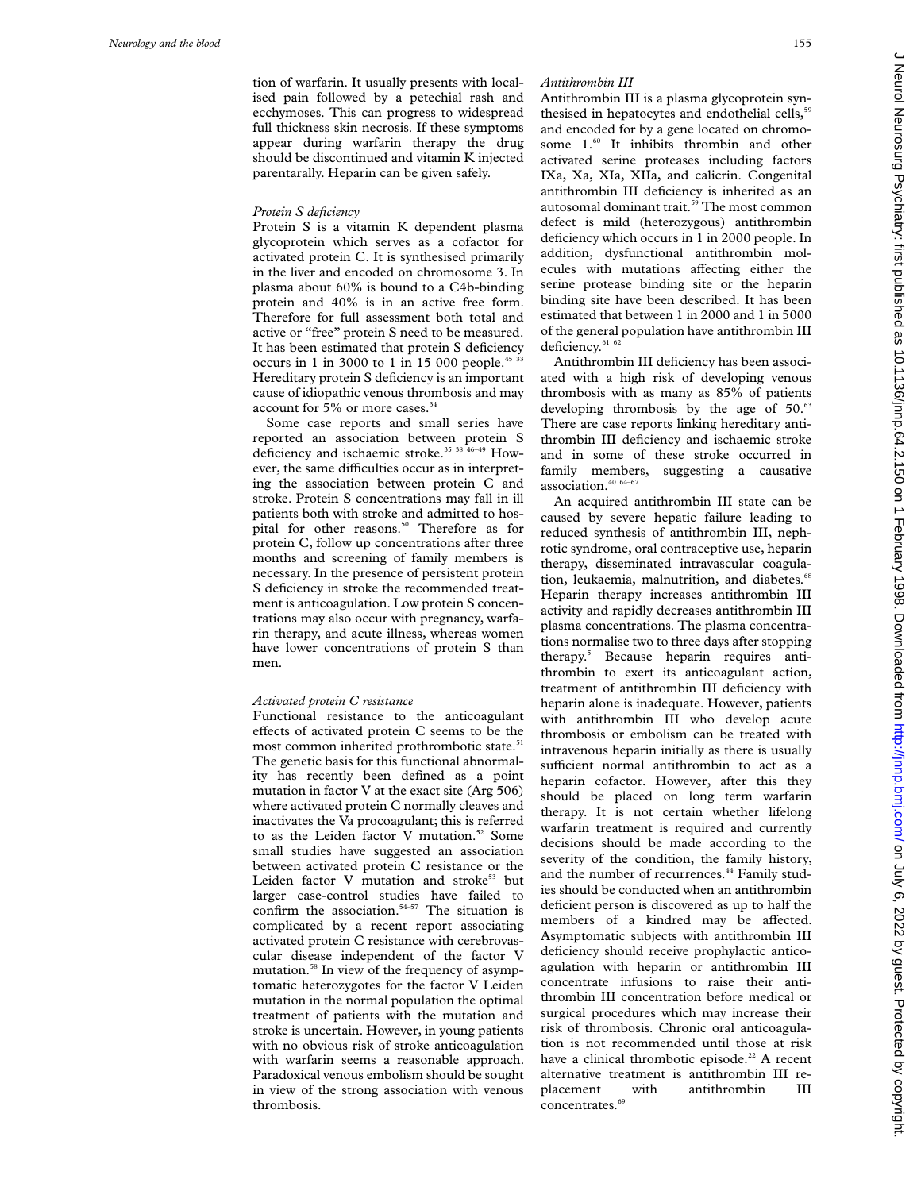tion of warfarin. It usually presents with localised pain followed by a petechial rash and ecchymoses. This can progress to widespread full thickness skin necrosis. If these symptoms appear during warfarin therapy the drug should be discontinued and vitamin K injected parentarally. Heparin can be given safely.

### *Protein S deficiency*

Protein S is a vitamin K dependent plasma glycoprotein which serves as a cofactor for activated protein C. It is synthesised primarily in the liver and encoded on chromosome 3. In plasma about 60% is bound to a C4b-binding protein and 40% is in an active free form. Therefore for full assessment both total and active or "free" protein S need to be measured. It has been estimated that protein S deficiency occurs in 1 in 3000 to 1 in 15 000 people.[45 33] Hereditary protein S deficiency is an important cause of idiopathic venous thrombosis and may account for 5% or more cases.[34]

Some case reports and small series have reported an association between protein S deficiency and ischaemic stroke.[35 38 46–49] However, the same difficulties occur as in interpreting the association between protein C and stroke. Protein S concentrations may fall in ill patients both with stroke and admitted to hospital for other reasons.[50] Therefore as for protein C, follow up concentrations after three months and screening of family members is necessary. In the presence of persistent protein S deficiency in stroke the recommended treatment is anticoagulation. Low protein S concentrations may also occur with pregnancy, warfarin therapy, and acute illness, whereas women have lower concentrations of protein S than men.

### *Activated protein C resistance*

Functional resistance to the anticoagulant effects of activated protein C seems to be the most common inherited prothrombotic state.[51] The genetic basis for this functional abnormality has recently been defined as a point mutation in factor V at the exact site (Arg 506) where activated protein C normally cleaves and inactivates the Va procoagulant; this is referred to as the Leiden factor V mutation.[52] Some small studies have suggested an association between activated protein C resistance or the Leiden factor V mutation and stroke[53] but larger case-control studies have failed to confirm the association.[54–57] The situation is complicated by a recent report associating activated protein C resistance with cerebrovascular disease independent of the factor V mutation.[58] In view of the frequency of asymptomatic heterozygotes for the factor V Leiden mutation in the normal population the optimal treatment of patients with the mutation and stroke is uncertain. However, in young patients with no obvious risk of stroke anticoagulation with warfarin seems a reasonable approach. Paradoxical venous embolism should be sought in view of the strong association with venous thrombosis.

### *Antithrombin III*

Antithrombin III is a plasma glycoprotein synthesised in hepatocytes and endothelial cells,[59] and encoded for by a gene located on chromosome 1.[60] It inhibits thrombin and other activated serine proteases including factors IXa, Xa, XIa, XIIa, and calicrin. Congenital antithrombin III deficiency is inherited as an autosomal dominant trait.[59] The most common defect is mild (heterozygous) antithrombin deficiency which occurs in 1 in 2000 people. In addition, dysfunctional antithrombin molecules with mutations affecting either the serine protease binding site or the heparin binding site have been described. It has been estimated that between 1 in 2000 and 1 in 5000 of the general population have antithrombin III deficiency.[61 62]

Antithrombin III deficiency has been associated with a high risk of developing venous thrombosis with as many as 85% of patients developing thrombosis by the age of 50.[63] There are case reports linking hereditary antithrombin III deficiency and ischaemic stroke and in some of these stroke occurred in family members, suggesting a causative association.[40 64–67]

An acquired antithrombin III state can be caused by severe hepatic failure leading to reduced synthesis of antithrombin III, nephrotic syndrome, oral contraceptive use, heparin therapy, disseminated intravascular coagulation, leukaemia, malnutrition, and diabetes.[68] Heparin therapy increases antithrombin III activity and rapidly decreases antithrombin III plasma concentrations. The plasma concentrations normalise two to three days after stopping therapy.[5] Because heparin requires antithrombin to exert its anticoagulant action, treatment of antithrombin III deficiency with heparin alone is inadequate. However, patients with antithrombin III who develop acute thrombosis or embolism can be treated with intravenous heparin initially as there is usually sufficient normal antithrombin to act as a heparin cofactor. However, after this they should be placed on long term warfarin therapy. It is not certain whether lifelong warfarin treatment is required and currently decisions should be made according to the severity of the condition, the family history, and the number of recurrences.[44] Family studies should be conducted when an antithrombin deficient person is discovered as up to half the members of a kindred may be affected. Asymptomatic subjects with antithrombin III deficiency should receive prophylactic anticoagulation with heparin or antithrombin III concentrate infusions to raise their antithrombin III concentration before medical or surgical procedures which may increase their risk of thrombosis. Chronic oral anticoagulation is not recommended until those at risk have a clinical thrombotic episode.[22] A recent alternative treatment is antithrombin III replacement with antithrombin III concentrates.[69]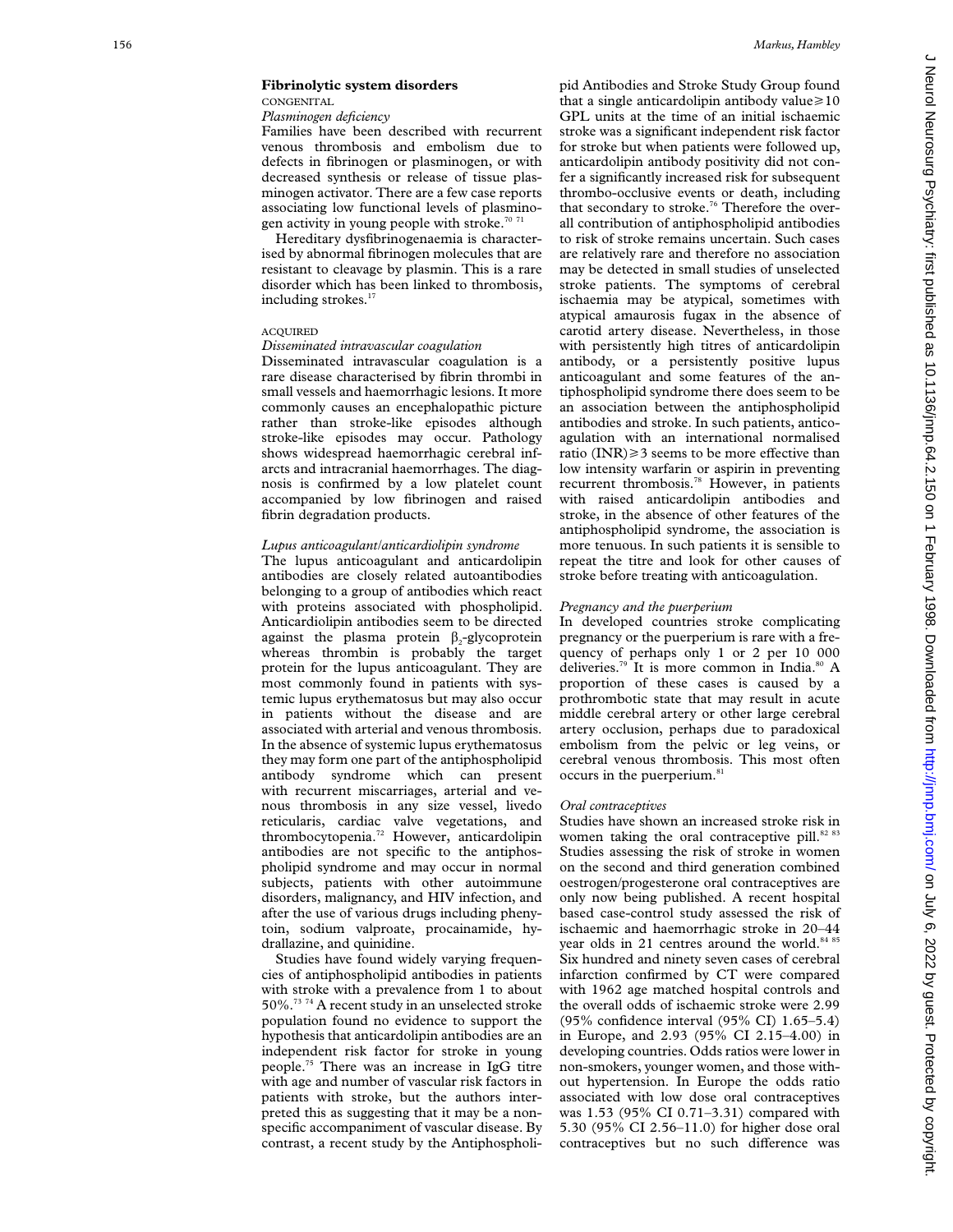## Fibrinolytic system disorders

CONGENITAL

*Plasminogen deficiency*

Families have been described with recurrent venous thrombosis and embolism due to defects in fibrinogen or plasminogen, or with decreased synthesis or release of tissue plasminogen activator. There are a few case reports associating low functional levels of plasminogen activity in young people with stroke.[70 71]

Hereditary dysfibrinogenaemia is characterised by abnormal fibrinogen molecules that are resistant to cleavage by plasmin. This is a rare disorder which has been linked to thrombosis, including strokes.[17]

ACQUIRED

*Disseminated intravascular coagulation*

Disseminated intravascular coagulation is a rare disease characterised by fibrin thrombi in small vessels and haemorrhagic lesions. It more commonly causes an encephalopathic picture rather than stroke-like episodes although stroke-like episodes may occur. Pathology shows widespread haemorrhagic cerebral infarcts and intracranial haemorrhages. The diagnosis is confirmed by a low platelet count accompanied by low fibrinogen and raised fibrin degradation products.

*Lupus anticoagulant/anticardiolipin syndrome*

The lupus anticoagulant and anticardiolipin antibodies are closely related autoantibodies belonging to a group of antibodies which react with proteins associated with phospholipid. Anticardiolipin antibodies seem to be directed against the plasma protein $\beta_2$-glycoprotein whereas thrombin is probably the target protein for the lupus anticoagulant. They are most commonly found in patients with systemic lupus erythematosus but may also occur in patients without the disease and are associated with arterial and venous thrombosis. In the absence of systemic lupus erythematosus they may form one part of the antiphospholipid antibody syndrome which can present with recurrent miscarriages, arterial and venous thrombosis in any size vessel, livedo reticularis, cardiac valve vegetations, and thrombocytopenia.[72] However, anticardiolipin antibodies are not specific to the antiphospholipid syndrome and may occur in normal subjects, patients with other autoimmune disorders, malignancy, and HIV infection, and after the use of various drugs including phenytoin, sodium valproate, procainamide, hydrallazine, and quinidine.

Studies have found widely varying frequencies of antiphospholipid antibodies in patients with stroke with a prevalence from 1 to about 50%.[73 74] A recent study in an unselected stroke population found no evidence to support the hypothesis that anticardolipin antibodies are an independent risk factor for stroke in young people.[75] There was an increase in IgG titre with age and number of vascular risk factors in patients with stroke, but the authors interpreted this as suggesting that it may be a non-specific accompaniment of vascular disease. By contrast, a recent study by the Antiphospholipid Antibodies and Stroke Study Group found that a single anticardolipin antibody value ≥ 10 GPL units at the time of an initial ischaemic stroke was a significant independent risk factor for stroke but when patients were followed up, anticardolipin antibody positivity did not confer a significantly increased risk for subsequent thrombo-occlusive events or death, including that secondary to stroke.[76] Therefore the overall contribution of antiphospholipid antibodies to risk of stroke remains uncertain. Such cases are relatively rare and therefore no association may be detected in small studies of unselected stroke patients. The symptoms of cerebral ischaemia may be atypical, sometimes with atypical amaurosis fugax in the absence of carotid artery disease. Nevertheless, in those with persistently high titres of anticardolipin antibody, or a persistently positive lupus anticoagulant and some features of the antiphospholipid syndrome there does seem to be an association between the antiphospholipid antibodies and stroke. In such patients, anticoagulation with an international normalised ratio (INR) ≥ 3 seems to be more effective than low intensity warfarin or aspirin in preventing recurrent thrombosis.[78] However, in patients with raised anticardolipin antibodies and stroke, in the absence of other features of the antiphospholipid syndrome, the association is more tenuous. In such patients it is sensible to repeat the titre and look for other causes of stroke before treating with anticoagulation.

*Pregnancy and the puerperium*

In developed countries stroke complicating pregnancy or the puerperium is rare with a frequency of perhaps only 1 or 2 per 10 000 deliveries.[79] It is more common in India.[80] A proportion of these cases is caused by a prothrombotic state that may result in acute middle cerebral artery or other large cerebral artery occlusion, perhaps due to paradoxical embolism from the pelvic or leg veins, or cerebral venous thrombosis. This most often occurs in the puerperium.[81]

*Oral contraceptives*

Studies have shown an increased stroke risk in women taking the oral contraceptive pill.[82 83] Studies assessing the risk of stroke in women on the second and third generation combined oestrogen/progesterone oral contraceptives are only now being published. A recent hospital based case-control study assessed the risk of ischaemic and haemorrhagic stroke in 20–44 year olds in 21 centres around the world.[84 85] Six hundred and ninety seven cases of cerebral infarction confirmed by CT were compared with 1962 age matched hospital controls and the overall odds of ischaemic stroke were 2.99 (95% confidence interval (95% CI) 1.65–5.4) in Europe, and 2.93 (95% CI 2.15–4.00) in developing countries. Odds ratios were lower in non-smokers, younger women, and those without hypertension. In Europe the odds ratio associated with low dose oral contraceptives was 1.53 (95% CI 0.71–3.31) compared with 5.30 (95% CI 2.56–11.0) for higher dose oral contraceptives but no such difference was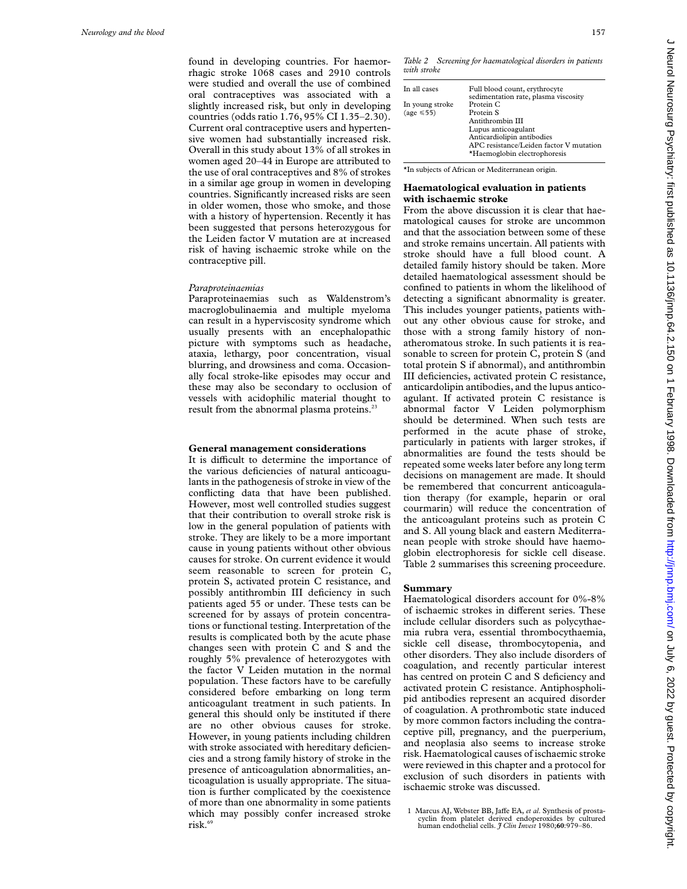found in developing countries. For haemorrhagic stroke 1068 cases and 2910 controls were studied and overall the use of combined oral contraceptives was associated with a slightly increased risk, but only in developing countries (odds ratio 1.76, 95% CI 1.35–2.30). Current oral contraceptive users and hypertensive women had substantially increased risk. Overall in this study about 13% of all strokes in women aged 20–44 in Europe are attributed to the use of oral contraceptives and 8% of strokes in a similar age group in women in developing countries. Significantly increased risks are seen in older women, those who smoke, and those with a history of hypertension. Recently it has been suggested that persons heterozygous for the Leiden factor V mutation are at increased risk of having ischaemic stroke while on the contraceptive pill.

*Paraproteinaemias*

Paraproteinaemias such as Waldenstrom's macroglobulinaemia and multiple myeloma can result in a hyperviscosity syndrome which usually presents with an encephalopathic picture with symptoms such as headache, ataxia, lethargy, poor concentration, visual blurring, and drowsiness and coma. Occasionally focal stroke-like episodes may occur and these may also be secondary to occlusion of vessels with acidophilic material thought to result from the abnormal plasma proteins.[23]

## General management considerations

It is difficult to determine the importance of the various deficiencies of natural anticoagulants in the pathogenesis of stroke in view of the conflicting data that have been published. However, most well controlled studies suggest that their contribution to overall stroke risk is low in the general population of patients with stroke. They are likely to be a more important cause in young patients without other obvious causes for stroke. On current evidence it would seem reasonable to screen for protein C, protein S, activated protein C resistance, and possibly antithrombin III deficiency in such patients aged 55 or under. These tests can be screened for by assays of protein concentrations or functional testing. Interpretation of the results is complicated both by the acute phase changes seen with protein C and S and the roughly 5% prevalence of heterozygotes with the factor V Leiden mutation in the normal population. These factors have to be carefully considered before embarking on long term anticoagulant treatment in such patients. In general this should only be instituted if there are no other obvious causes for stroke. However, in young patients including children with stroke associated with hereditary deficiencies and a strong family history of stroke in the presence of anticoagulation abnormalities, anticoagulation is usually appropriate. The situation is further complicated by the coexistence of more than one abnormality in some patients which may possibly confer increased stroke risk.[69]

*Table 2 Screening for haematological disorders in patients with stroke*

| | |
|---|---|
| In all cases | Full blood count, erythrocyte sedimentation rate, plasma viscosity |
| In young stroke (age ≤55) | Protein C<br>Protein S<br>Antithrombin III<br>Lupus anticoagulant<br>Anticardiolipin antibodies<br>APC resistance/Leiden factor V mutation<br>*Haemoglobin electrophoresis |

*In subjects of African or Mediterranean origin.

## Haematological evaluation in patients with ischaemic stroke

From the above discussion it is clear that haematological causes for stroke are uncommon and that the association between some of these and stroke remains uncertain. All patients with stroke should have a full blood count. A detailed family history should be taken. More detailed haematological assessment should be confined to patients in whom the likelihood of detecting a significant abnormality is greater. This includes younger patients, patients without any other obvious cause for stroke, and those with a strong family history of non-atheromatous stroke. In such patients it is reasonable to screen for protein C, protein S (and total protein S if abnormal), and antithrombin III deficiencies, activated protein C resistance, anticardolipin antibodies, and the lupus anticoagulant. If activated protein C resistance is abnormal factor V Leiden polymorphism should be determined. When such tests are performed in the acute phase of stroke, particularly in patients with larger strokes, if abnormalities are found the tests should be repeated some weeks later before any long term decisions on management are made. It should be remembered that concurrent anticoagulation therapy (for example, heparin or oral courmarin) will reduce the concentration of the anticoagulant proteins such as protein C and S. All young black and eastern Mediterranean people with stroke should have haemoglobin electrophoresis for sickle cell disease. Table 2 summarises this screening proceedure.

## Summary

Haematological disorders account for 0%-8% of ischaemic strokes in different series. These include cellular disorders such as polycythaemia rubra vera, essential thrombocythaemia, sickle cell disease, thrombocytopenia, and other disorders. They also include disorders of coagulation, and recently particular interest has centred on protein C and S deficiency and activated protein C resistance. Antiphospholipid antibodies represent an acquired disorder of coagulation. A prothrombotic state induced by more common factors including the contraceptive pill, pregnancy, and the puerperium, and neoplasia also seems to increase stroke risk. Haematological causes of ischaemic stroke were reviewed in this chapter and a protocol for exclusion of such disorders in patients with ischaemic stroke was discussed.

1 Marcus AJ, Webster BB, Jaffe EA, *et al*. Synthesis of prostacyclin from platelet derived endoperoxides by cultured human endothelial cells. *J Clin Invest* 1980;**60**:979–86.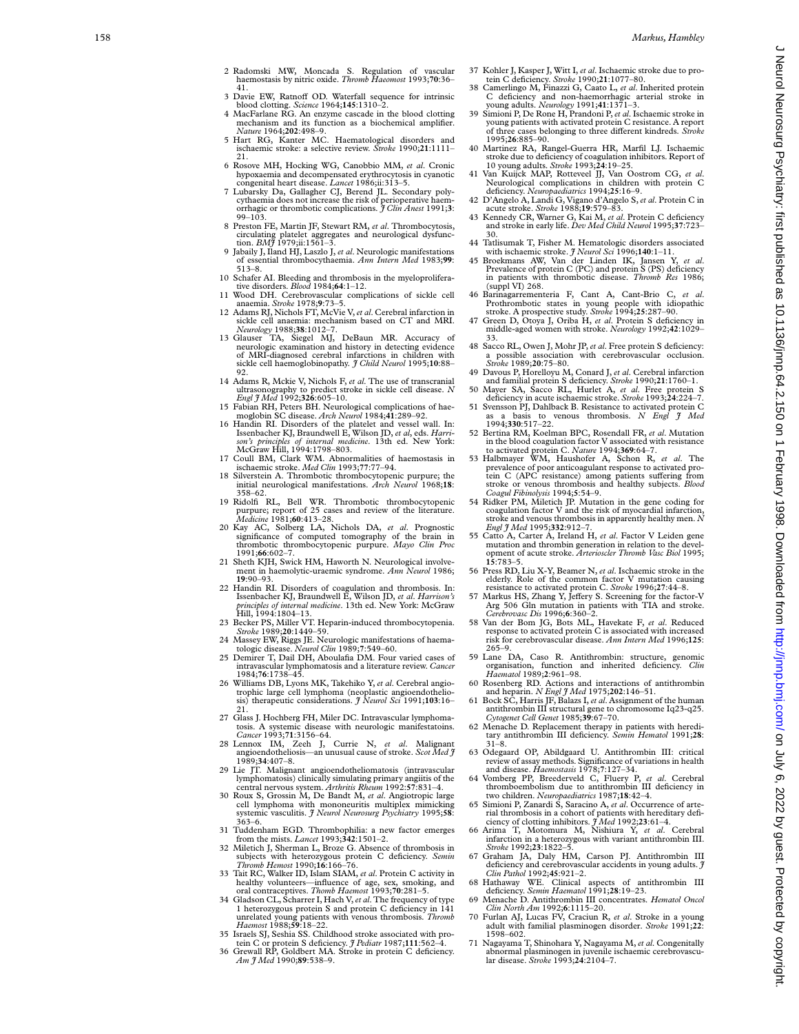2 Radomski MW, Moncada S. Regulation of vascular haemostasis by nitric oxide. *Thromb Haemost* 1993;**70**:36–41.
3 Davie EW, Ratnoff OD. Waterfall sequence for intrinsic blood clotting. *Science* 1964;**145**:1310–2.
4 MacFarlane RG. An enzyme cascade in the blood clotting mechanism and its function as a biochemical amplifier. *Nature* 1964;**202**:498–9.
5 Hart RG, Kanter MC. Haematological disorders and ischaemic stroke: a selective review. *Stroke* 1990;**21**:1111–21.
6 Rosove MH, Hocking WG, Canobbio MM, *et al*. Cronic hypoxaemia and decompensated erythrocytosis in cyanotic congenital heart disease. *Lancet* 1986;ii:313–5.
7 Lubarsky Da, Gallagher CJ, Berend JL. Secondary polycythaemia does not increase the risk of perioperative haemorrhagic or thrombotic complications. *J Clin Anest* 1991;**3**:99–103.
8 Preston FE, Martin JF, Stewart RM, *et al*. Thrombocytosis, circulating platelet aggregates and neurological dysfunction. *BMJ* 1979;ii:1561–3.
9 Jabaily J, Iland HJ, Laszlo J, *et al*. Neurologic manifestations of essential thrombocythaemia. *Ann Intern Med* 1983;**99**:513–8.
10 Schafer AI. Bleeding and thrombosis in the myeloproliferative disorders. *Blood* 1984;**64**:1–12.
11 Wood DH. Cerebrovascular complications of sickle cell anaemia. *Stroke* 1978;**9**:73–5.
12 Adams RJ, Nichols FT, McVie V, *et al*. Cerebral infarction in sickle cell anaemia: mechanism based on CT and MRI. *Neurology* 1988;**38**:1012–7.
13 Glauser TA, Siegel MJ, DeBaun MR. Accuracy of neurologic examination and history in detecting evidence of MRI-diagnosed cerebral infarctions in children with sickle cell haemoglobinopathy. *J Child Neurol* 1995;**10**:88–92.
14 Adams R, Mckie V, Nichols F, *et al*. The use of transcranial ultrasonography to predict stroke in sickle cell disease. *N Engl J Med* 1992;**326**:605–10.
15 Fabian RH, Peters BH. Neurological complications of haemoglobin SC disease. *Arch Neurol* 1984;**41**:289–92.
16 Handin RI. Disorders of the platelet and vessel wall. In: Issenbacher KJ, Braundwell E, Wilson JD, *et al*, eds. *Harrison's principles of internal medicine*. 13th ed. New York: McGraw Hill, 1994:1798–803.
17 Coull BM, Clark WM. Abnormalities of haemostasis in ischaemic stroke. *Med Clin* 1993;**77**:77–94.
18 Silverstein A. Thrombotic thrombocytopenic purpure; the initial neurological manifestations. *Arch Neurol* 1968;**18**:358–62.
19 Ridolfi RL, Bell WR. Thrombotic thrombocytopenic purpure; report of 25 cases and review of the literature. *Medicine* 1981;**60**:413–28.
20 Kay AC, Solberg LA, Nichols DA, *et al*. Prognostic significance of computed tomography of the brain in thrombotic thrombocytopenic purpure. *Mayo Clin Proc* 1991;**66**:602–7.
21 Sheth KJH, Swick HM, Haworth N. Neurological involvement in haemolytic-uraemic syndrome. *Ann Neurol* 1986;**19**:90–93.
22 Handin RI. Disorders of coagulation and thrombosis. In: Issenbacher KJ, Braundwell E, Wilson JD, *et al*. *Harrison's principles of internal medicine*. 13th ed. New York: McGraw Hill, 1994:1804–13.
23 Becker PS, Miller VT. Heparin-induced thrombocytopenia. *Stroke* 1989;**20**:1449–59.
24 Massey EW, Riggs JE. Neurologic manifestations of haematologic disease. *Neurol Clin* 1989;**7**:549–60.
25 Demirer T, Dail DH, Aboulafia DM. Four varied cases of intravascular lymphomatosis and a literature review. *Cancer* 1984;**76**:1738–45.
26 Williams DB, Lyons MK, Takehiko Y, *et al*. Cerebral angiotrophic large cell lymphoma (neoplastic angioendotheliosis) therapeutic considerations. *J Neurol Sci* 1991;**103**:16–21.
27 Glass J. Hochberg FH, Miler DC. Intravascular lymphomatosis. A systemic disease with neurologic manifestatoins. *Cancer* 1993;**71**:3156–64.
28 Lennox IM, Zeeh J, Currie N, *et al*. Malignant angioendotheliosis—an unusual cause of stroke. *Scot Med J* 1989;**34**:407–8.
29 Lie JT. Malignant angioendotheliomatosis (intravascular lymphomatosis) clinically simulating primary angiitis of the central nervous system. *Arthritis Rheum* 1992:**57**:831–4.
30 Roux S, Grossin M, De Bandt M, *et al*. Angiotropic large cell lymphoma with mononeuritis multiplex mimicking systemic vasculitis. *J Neurol Neurosurg Psychiatry* 1995;**58**:363–6.
31 Tuddenham EGD. Thrombophilia: a new factor emerges from the mists. *Lancet* 1993;**342**:1501–2.
32 Miletich J, Sherman L, Broze G. Absence of thrombosis in subjects with heterozygous protein C deficiency. *Semin Thromb Hemost* 1990;**16**:166–76.
33 Tait RC, Walker ID, Islam SIAM, *et al*. Protein C activity in healthy volunteers—influence of age, sex, smoking, and oral contraceptives. *Thomb Haemost* 1993;**70**:281–5.
34 Gladson CL, Scharrer I, Hach V, *et al*. The frequency of type 1 heterozygous protein S and protein C deficiency in 141 unrelated young patients with venous thrombosis. *Thromb Haemost* 1988;**59**:18–22.
35 Israels SJ, Seshia SS. Childhood stroke associated with protein C or protein S deficiency. *J Pediatr* 1987;**111**:562–4.
36 Grewall RP, Goldbert MA. Stroke in protein C deficiency. *Am J Med* 1990;**89**:538–9.
37 Kohler J, Kasper J, Witt I, *et al*. Ischaemic stroke due to protein C deficiency. *Stroke* 1990;**21**:1077–80.
38 Camerlingo M, Finazzi G, Caato L, *et al*. Inherited protein C deficiency and non-haemorrhagic arterial stroke in young adults. *Neurology* 1991;**41**:1371–3.
39 Simioni P, De Rone H, Prandoni P, *et al*. Ischaemic stroke in young patients with activated protein C resistance. A report of three cases belonging to three different kindreds. *Stroke* 1995;**26**:885–90.
40 Martinez RA, Rangel-Guerra HR, Marfil LJ. Ischaemic stroke due to deficiency of coagulation inhibitors. Report of 10 young adults. *Stroke* 1993;**24**:19–25.
41 Van Kuijck MAP, Rotteveel JJ, Van Oostrom CG, *et al*. Neurological complications in children with protein C deficiency. *Neuropaediatrics* 1994;**25**:16–9.
42 D'Angelo A, Landi G, Vigano d'Angelo S, *et al*. Protein C in acute stroke. *Stroke* 1988;**19**:579–83.
43 Kennedy CR, Warner G, Kai M, *et al*. Protein C deficiency and stroke in early life. *Dev Med Child Neurol* 1995;**37**:723–30.
44 Tatlisumak T, Fisher M. Hematologic disorders associated with ischaemic stroke. *J Neurol Sci* 1996;**140**:1–11.
45 Broekmans AW, Van der Linden IK, Jansen Y, *et al*. Prevalence of protein C (PC) and protein S (PS) deficiency in patients with thrombotic disease. *Thromb Res* 1986; (suppl VI) 268.
46 Barinagarrementeria F, Cant A, Cant-Brio C, *et al*. Prothrombotic states in young people with idiopathic stroke. A prospective study. *Stroke* 1994;**25**:287–90.
47 Green D, Otoya J, Oriba H, *et al*. Protein S deficiency in middle-aged women with stroke. *Neurology* 1992;**42**:1029–33.
48 Sacco RL, Owen J, Mohr JP, *et al*. Free protein S deficiency: a possible association with cerebrovascular occlusion. *Stroke* 1989;**20**:75–80.
49 Davous P, Horelloyu M, Conard J, *et al*. Cerebral infarction and familial protein S deficiency. *Stroke* 1990;**21**:1760–1.
50 Mayer SA, Sacco RL, Hurlet A, *et al*. Free protein S deficiency in acute ischaemic stroke. *Stroke* 1993;**24**:224–7.
51 Svensson PJ, Dahlback B. Resistance to activated protein C as a basis to venous thrombosis. *N Engl J Med* 1994;**330**:517–22.
52 Bertina RM, Koelman BPC, Rosendall FR, *et al*. Mutation in the blood coagulation factor V associated with resistance to activated protein C. *Nature* 1994;**369**:64–7.
53 Halbmayer WM, Haushofer A, Schon R, *et al*. The prevalence of poor anticoagulant response to activated protein C (APC resistance) among patients suffering from stroke or venous thrombosis and healthy subjects. *Blood Coagul Fibinolysis* 1994;**5**:54–9.
54 Ridker PM, Miletich JP. Mutation in the gene coding for coagulation factor V and the risk of myocardial infarction, stroke and venous thrombosis in apparently healthy men. *N Engl J Med* 1995;**332**:912–7.
55 Catto A, Carter A, Ireland H, *et al*. Factor V Leiden gene mutation and thrombin generation in relation to the development of acute stroke. *Arterioscler Thromb Vasc Biol* 1995;**15**:783–5.
56 Press RD, Liu X-Y, Beamer N, *et al*. Ischaemic stroke in the elderly. Role of the common factor V mutation causing resistance to activated protein C. *Stroke* 1996;**27**:44–8.
57 Markus HS, Zhang Y, Jeffery S. Screening for the factor-V Arg 506 Gln mutation in patients with TIA and stroke. *Cerebrovasc Dis* 1996;**6**:360–2.
58 Van der Bom JG, Bots ML, Havekate F, *et al*. Reduced response to activated protein C is associated with increased risk for cerebrovascular disease. *Ann Intern Med* 1996;**125**:265–9.
59 Lane DA, Caso R. Antithrombin: structure, genomic organisation, function and inherited deficiency. *Clin Haematol* 1989;**2**:961–98.
60 Rosenberg RD. Actions and interactions of antithrombin and heparin. *N Engl J Med* 1975;**202**:146–51.
61 Bock SC, Harris JF, Balazs I, *et al*. Assignment of the human antithrombin III structural gene to chromosome Iq23-q25. *Cytogenet Cell Genet* 1985;**39**:67–70.
62 Menache D. Replacement therapy in patients with hereditary antithrombin III deficiency. *Semin Hematol* 1991;**28**:31–8.
63 Odegaard OP, Abildgaard U. Antithrombin III: critical review of assay methods. Significance of variations in health and disease. *Haemostasis* 1978;**7**:127–34.
64 Vomberg PP, Breederveld C, Fluery P, *et al*. Cerebral thromboembolism due to antithrombin III deficiency in two children. *Neuropaediatrics* 1987;**18**:42–4.
65 Simioni P, Zanardi S, Saracino A, *et al*. Occurrence of arterial thrombosis in a cohort of patients with hereditary deficiency of clotting inhibitors. *J Med* 1992;**23**:61–4.
66 Arima T, Motomura M, Nishiura Y, *et al*. Cerebral infarction in a heterozygous with variant antithrombin III. *Stroke* 1992;**23**:1822–5.
67 Graham JA, Daly HM, Carson PJ. Antithrombin III deficiency and cerebrovascular accidents in young adults. *J Clin Pathol* 1992;**45**:921–2.
68 Hathaway WE. Clinical aspects of antithrombin III deficiency. *Semin Haematol* 1991;**28**:19–23.
69 Menache D. Antithrombin III concentrates. *Hematol Oncol Clin North Am* 1992;**6**:1115–20.
70 Furlan AJ, Lucas FV, Craciun R, *et al*. Stroke in a young adult with familial plasminogen disorder. *Stroke* 1991;**22**:1598–602.
71 Nagayama T, Shinohara Y, Nagayama M, *et al*. Congenitally abnormal plasminogen in juvenile ischaemic cerebrovascular disease. *Stroke* 1993;**24**:2104–7.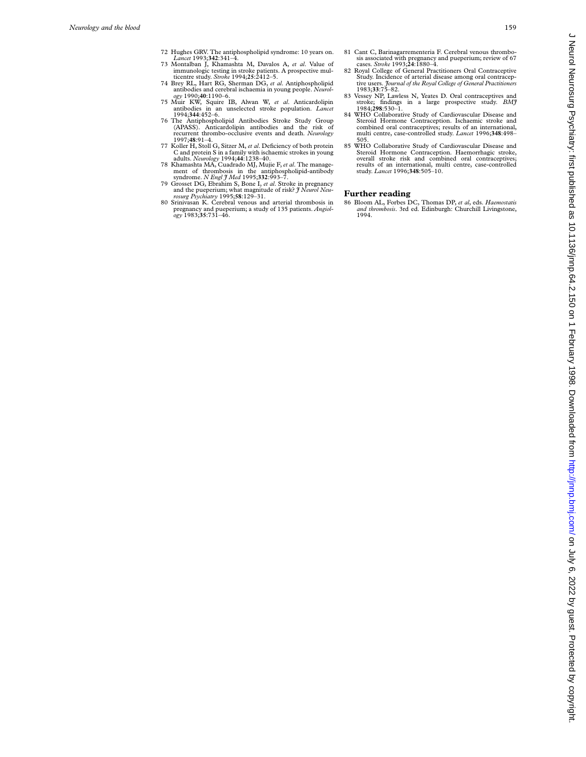72 Hughes GRV. The antiphospholipid syndrome: 10 years on. *Lancet* 1993;**342**:341–4.

73 Montalban J, Khamashta M, Davalos A, *et al*. Value of immunologic testing in stroke patients. A prospective multicentre study. *Stroke* 1994;**25**:2412–5.

74 Brey RL, Hart RG, Sherman DG, *et al*. Antiphospholipid antibodies and cerebral ischaemia in young people. *Neurology* 1990;**40**:1190–6.

75 Muir KW, Squire IB, Alwan W, *et al*. Anticardolipin antibodies in an unselected stroke population. *Lancet* 1994;**344**:452–6.

76 The Antiphospholipid Antibodies Stroke Study Group (APASS). Anticardolipin antibodies and the risk of recurrent thrombo-occlusive events and death. *Neurology* 1997;**48**:91–4.

77 Koller H, Stoll G, Sitzer M, *et al*. Deficiency of both protein C and protein S in a family with ischaemic strokes in young adults. *Neurology* 1994;**44**:1238–40.

78 Khamashta MA, Cuadrado MJ, Mujie F, *et al*. The management of thrombosis in the antiphospholipid-antibody syndrome. *N Engl J Med* 1995;**332**:993–7.

79 Grosset DG, Ebrahim S, Bone I, *et al*. Stroke in pregnancy and the pueperium; what magnitude of risk? *J Neurol Neurosurg Psychiatry* 1995;**58**:129–31.

80 Srinivasan K. Cerebral venous and arterial thrombosis in pregnancy and pueperium; a study of 135 patients. *Angiology* 1983;**35**:731–46.

81 Cant C, Barinagarrementeria F. Cerebral venous thrombosis associated with pregnancy and pueperium; review of 67 cases. *Stroke* 1993;**24**:1880–4.

82 Royal College of General Practitioners Oral Contraceptive Study. Incidence of arterial disease among oral contraceptive users. *Journal of the Royal College of General Practitioners* 1983;**33**:75–82.

83 Vessey NP, Lawless N, Yeates D. Oral contraceptives and stroke; findings in a large prospective study. *BMJ* 1984;**298**:530–1.

84 WHO Collaborative Study of Cardiovascular Disease and Steroid Hormone Contraception. Ischaemic stroke and combined oral contraceptives; results of an international, multi centre, case-controlled study. *Lancet* 1996;**348**:498–505.

85 WHO Collaborative Study of Cardiovascular Disease and Steroid Hormone Contraception. Haemorrhagic stroke, overall stroke risk and combined oral contraceptives; results of an international, multi centre, case-controlled study. *Lancet* 1996;**348**:505–10.

## Further reading

86 Bloom AL, Forbes DC, Thomas DP, *et al*, eds. *Haemostatis and thrombosis*. 3rd ed. Edinburgh: Churchill Livingstone, 1994.